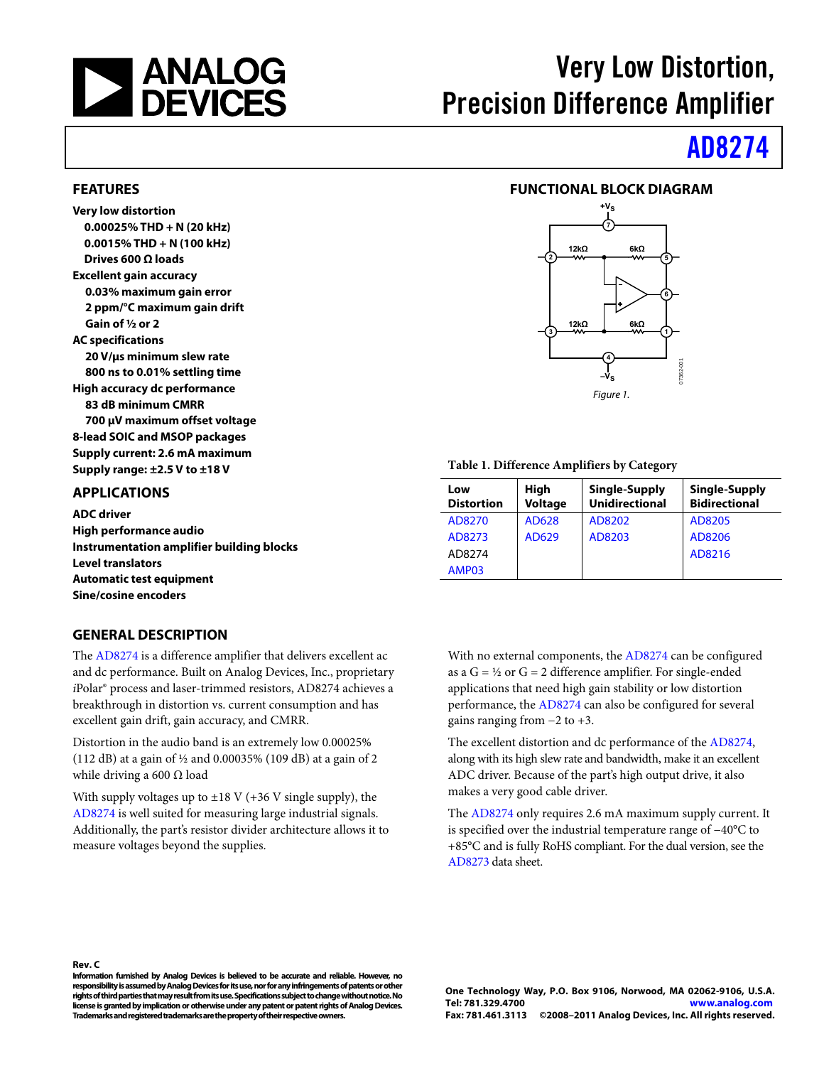# Very Low Distortion, Precision Difference Amplifier

# AD8274

## FEATURES

**Very low distortion**
- **0.00025% THD + N (20 kHz)**
- **0.0015% THD + N (100 kHz)**
- **Drives 600 Ω loads**

**Excellent gain accuracy**
- **0.03% maximum gain error**
- **2 ppm/°C maximum gain drift**
- **Gain of ½ or 2**

**AC specifications**
- **20 V/μs minimum slew rate**
- **800 ns to 0.01% settling time**

**High accuracy dc performance**
- **83 dB minimum CMRR**
- **700 μV maximum offset voltage**

**8-lead SOIC and MSOP packages**

**Supply current: 2.6 mA maximum**

**Supply range: ±2.5 V to ±18 V**

## APPLICATIONS

**ADC driver**
**High performance audio**
**Instrumentation amplifier building blocks**
**Level translators**
**Automatic test equipment**
**Sine/cosine encoders**

## FUNCTIONAL BLOCK DIAGRAM

Figure 1.

**Table 1. Difference Amplifiers by Category**

| Low Distortion | High Voltage | Single-Supply Unidirectional | Single-Supply Bidirectional |
|---|---|---|---|
| AD8270 | AD628 | AD8202 | AD8205 |
| AD8273 | AD629 | AD8203 | AD8206 |
| AD8274 | | | AD8216 |
| AMP03 | | | |

## GENERAL DESCRIPTION

The AD8274 is a difference amplifier that delivers excellent ac and dc performance. Built on Analog Devices, Inc., proprietary *i*Polar® process and laser-trimmed resistors, AD8274 achieves a breakthrough in distortion vs. current consumption and has excellent gain drift, gain accuracy, and CMRR.

Distortion in the audio band is an extremely low 0.00025% (112 dB) at a gain of ½ and 0.00035% (109 dB) at a gain of 2 while driving a 600 Ω load

With supply voltages up to ±18 V (+36 V single supply), the AD8274 is well suited for measuring large industrial signals. Additionally, the part's resistor divider architecture allows it to measure voltages beyond the supplies.

With no external components, the AD8274 can be configured as a G = ½ or G = 2 difference amplifier. For single-ended applications that need high gain stability or low distortion performance, the AD8274 can also be configured for several gains ranging from −2 to +3.

The excellent distortion and dc performance of the AD8274, along with its high slew rate and bandwidth, make it an excellent ADC driver. Because of the part's high output drive, it also makes a very good cable driver.

The AD8274 only requires 2.6 mA maximum supply current. It is specified over the industrial temperature range of −40°C to +85°C and is fully RoHS compliant. For the dual version, see the AD8273 data sheet.

**Rev. C**

**Information furnished by Analog Devices is believed to be accurate and reliable. However, no responsibility is assumed by Analog Devices for its use, nor for any infringements of patents or other rights of third parties that may result from its use. Specifications subject to change without notice. No license is granted by implication or otherwise under any patent or patent rights of Analog Devices. Trademarks and registered trademarks are the property of their respective owners.**

**One Technology Way, P.O. Box 9106, Norwood, MA 02062-9106, U.S.A.**
**Tel: 781.329.4700** **www.analog.com**
**Fax: 781.461.3113** **©2008–2011 Analog Devices, Inc. All rights reserved.**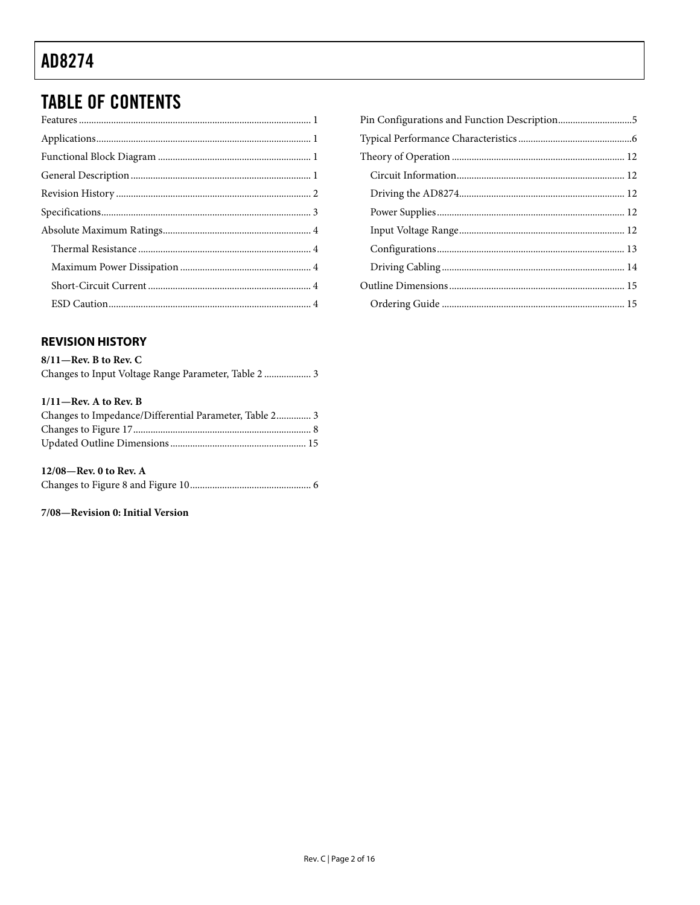## TABLE OF CONTENTS

Features ... 1
Applications ... 1
Functional Block Diagram ... 1
General Description ... 1
Revision History ... 2
Specifications ... 3
Absolute Maximum Ratings ... 4
  Thermal Resistance ... 4
  Maximum Power Dissipation ... 4
  Short-Circuit Current ... 4
  ESD Caution ... 4
Pin Configurations and Function Description ... 5
Typical Performance Characteristics ... 6
Theory of Operation ... 12
  Circuit Information ... 12
  Driving the AD8274 ... 12
  Power Supplies ... 12
  Input Voltage Range ... 12
  Configurations ... 13
  Driving Cabling ... 14
Outline Dimensions ... 15
  Ordering Guide ... 15

### REVISION HISTORY

**8/11—Rev. B to Rev. C**

Changes to Input Voltage Range Parameter, Table 2 ... 3

**1/11—Rev. A to Rev. B**

Changes to Impedance/Differential Parameter, Table 2 ... 3
Changes to Figure 17 ... 8
Updated Outline Dimensions ... 15

**12/08—Rev. 0 to Rev. A**

Changes to Figure 8 and Figure 10 ... 6

**7/08—Revision 0: Initial Version**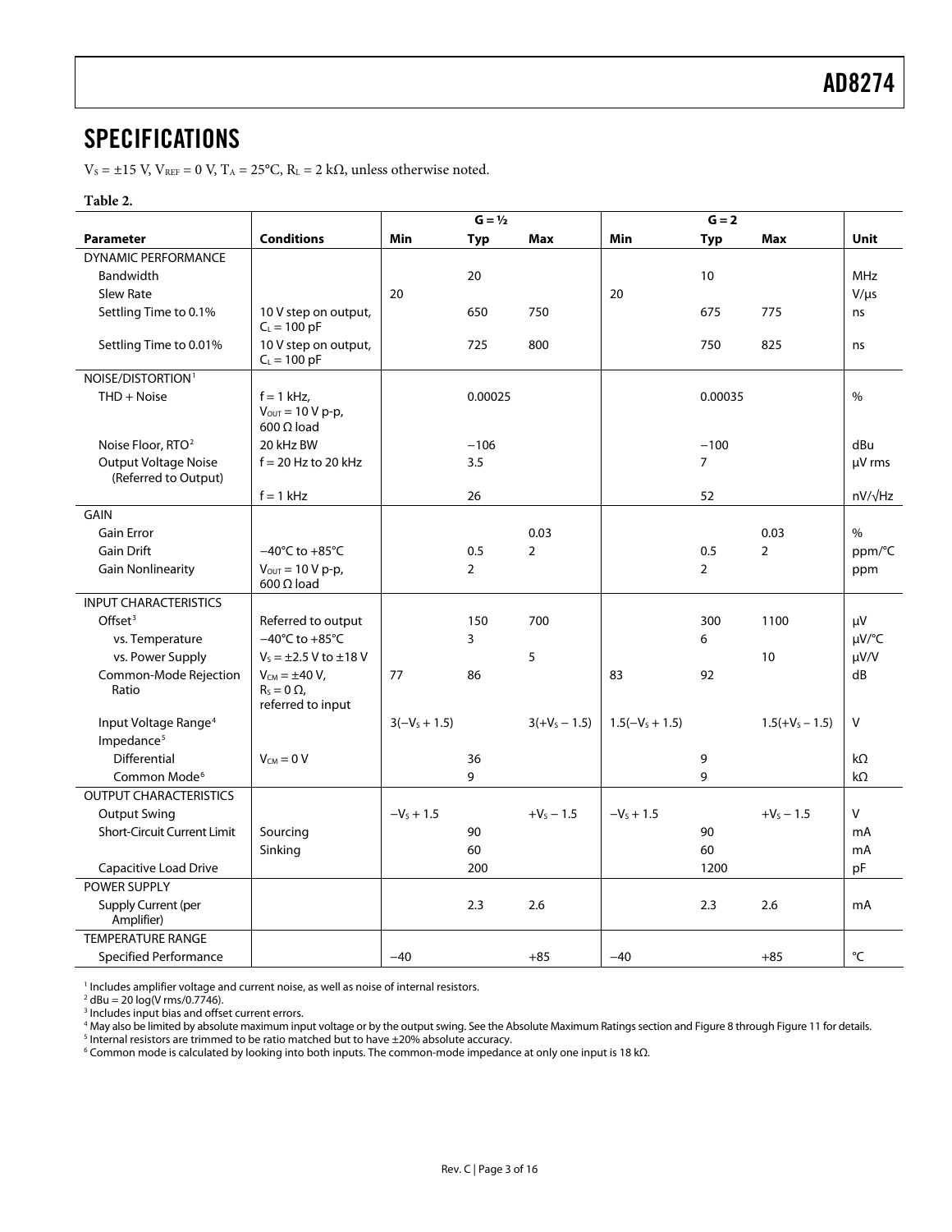## SPECIFICATIONS

$V_S = \pm 15$ V, $V_{REF} = 0$ V, $T_A = 25°C$, $R_L = 2$ kΩ, unless otherwise noted.

**Table 2.**

| | | G = ½ | | | G = 2 | | | |
|---|---|---|---|---|---|---|---|---|
| **Parameter** | **Conditions** | **Min** | **Typ** | **Max** | **Min** | **Typ** | **Max** | **Unit** |
| DYNAMIC PERFORMANCE | | | | | | | | |
| Bandwidth | | | 20 | | | 10 | | MHz |
| Slew Rate | | 20 | | | 20 | | | V/μs |
| Settling Time to 0.1% | 10 V step on output, $C_L = 100$ pF | | 650 | 750 | | 675 | 775 | ns |
| Settling Time to 0.01% | 10 V step on output, $C_L = 100$ pF | | 725 | 800 | | 750 | 825 | ns |
| NOISE/DISTORTION[1] | | | | | | | | |
| THD + Noise | f = 1 kHz, $V_{OUT} = 10$ V p-p, 600 Ω load | | 0.00025 | | | 0.00035 | | % |
| Noise Floor, RTO[2] | 20 kHz BW | | −106 | | | −100 | | dBu |
| Output Voltage Noise (Referred to Output) | f = 20 Hz to 20 kHz | | 3.5 | | | 7 | | μV rms |
| | f = 1 kHz | | 26 | | | 52 | | nV/√Hz |
| GAIN | | | | | | | | |
| Gain Error | | | | 0.03 | | | 0.03 | % |
| Gain Drift | −40°C to +85°C | | 0.5 | 2 | | 0.5 | 2 | ppm/°C |
| Gain Nonlinearity | $V_{OUT} = 10$ V p-p, 600 Ω load | | 2 | | | 2 | | ppm |
| INPUT CHARACTERISTICS | | | | | | | | |
| Offset[3] | Referred to output | | 150 | 700 | | 300 | 1100 | μV |
| vs. Temperature | −40°C to +85°C | | 3 | | | 6 | | μV/°C |
| vs. Power Supply | $V_S = \pm 2.5$ V to ±18 V | | | 5 | | | 10 | μV/V |
| Common-Mode Rejection Ratio | $V_{CM} = \pm 40$ V, $R_S = 0$ Ω, referred to input | 77 | 86 | | 83 | 92 | | dB |
| Input Voltage Range[4] | | $3(-V_S + 1.5)$ | | $3(+V_S - 1.5)$ | $1.5(-V_S + 1.5)$ | | $1.5(+V_S - 1.5)$ | V |
| Impedance[5] | | | | | | | | |
| Differential | $V_{CM} = 0$ V | | 36 | | | 9 | | kΩ |
| Common Mode[6] | | | 9 | | | 9 | | kΩ |
| OUTPUT CHARACTERISTICS | | | | | | | | |
| Output Swing | | $-V_S + 1.5$ | | $+V_S - 1.5$ | $-V_S + 1.5$ | | $+V_S - 1.5$ | V |
| Short-Circuit Current Limit | Sourcing | | 90 | | | 90 | | mA |
| | Sinking | | 60 | | | 60 | | mA |
| Capacitive Load Drive | | | 200 | | | 1200 | | pF |
| POWER SUPPLY | | | | | | | | |
| Supply Current (per Amplifier) | | | 2.3 | 2.6 | | 2.3 | 2.6 | mA |
| TEMPERATURE RANGE | | | | | | | | |
| Specified Performance | | −40 | | +85 | −40 | | +85 | °C |

[1] Includes amplifier voltage and current noise, as well as noise of internal resistors.
[2] dBu = 20 log(V rms/0.7746).
[3] Includes input bias and offset current errors.
[4] May also be limited by absolute maximum input voltage or by the output swing. See the Absolute Maximum Ratings section and Figure 8 through Figure 11 for details.
[5] Internal resistors are trimmed to be ratio matched but to have ±20% absolute accuracy.
[6] Common mode is calculated by looking into both inputs. The common-mode impedance at only one input is 18 kΩ.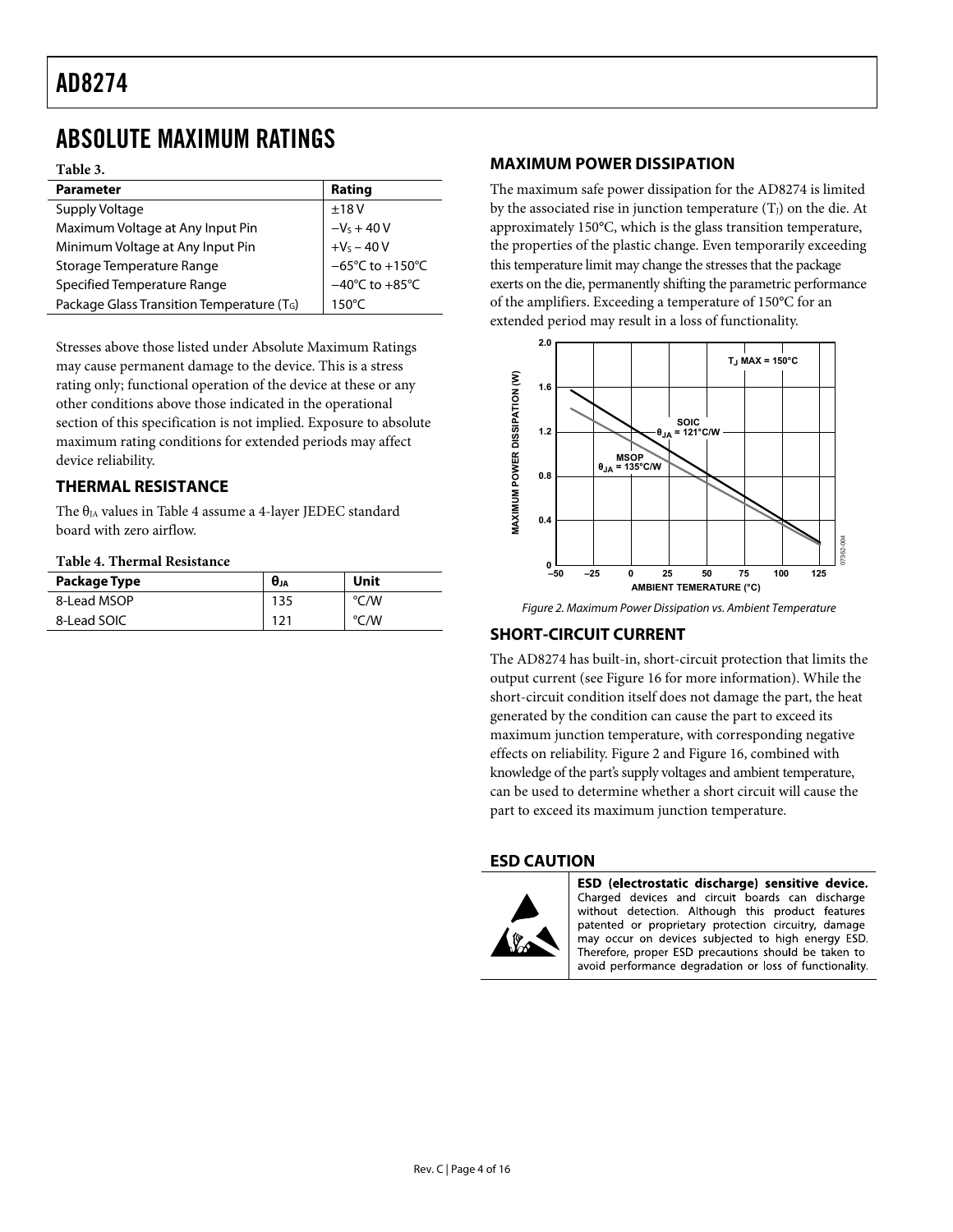# ABSOLUTE MAXIMUM RATINGS

**Table 3.**

| Parameter | Rating |
|---|---|
| Supply Voltage | ±18 V |
| Maximum Voltage at Any Input Pin | $-V_S + 40$ V |
| Minimum Voltage at Any Input Pin | $+V_S - 40$ V |
| Storage Temperature Range | −65°C to +150°C |
| Specified Temperature Range | −40°C to +85°C |
| Package Glass Transition Temperature ($T_G$) | 150°C |

Stresses above those listed under Absolute Maximum Ratings may cause permanent damage to the device. This is a stress rating only; functional operation of the device at these or any other conditions above those indicated in the operational section of this specification is not implied. Exposure to absolute maximum rating conditions for extended periods may affect device reliability.

## THERMAL RESISTANCE

The $\theta_{JA}$ values in Table 4 assume a 4-layer JEDEC standard board with zero airflow.

**Table 4. Thermal Resistance**

| Package Type | $\theta_{JA}$ | Unit |
|---|---|---|
| 8-Lead MSOP | 135 | °C/W |
| 8-Lead SOIC | 121 | °C/W |

## MAXIMUM POWER DISSIPATION

The maximum safe power dissipation for the AD8274 is limited by the associated rise in junction temperature ($T_J$) on the die. At approximately 150°C, which is the glass transition temperature, the properties of the plastic change. Even temporarily exceeding this temperature limit may change the stresses that the package exerts on the die, permanently shifting the parametric performance of the amplifiers. Exceeding a temperature of 150°C for an extended period may result in a loss of functionality.

*Figure 2. Maximum Power Dissipation vs. Ambient Temperature*

## SHORT-CIRCUIT CURRENT

The AD8274 has built-in, short-circuit protection that limits the output current (see Figure 16 for more information). While the short-circuit condition itself does not damage the part, the heat generated by the condition can cause the part to exceed its maximum junction temperature, with corresponding negative effects on reliability. Figure 2 and Figure 16, combined with knowledge of the part's supply voltages and ambient temperature, can be used to determine whether a short circuit will cause the part to exceed its maximum junction temperature.

## ESD CAUTION

**ESD (electrostatic discharge) sensitive device.** Charged devices and circuit boards can discharge without detection. Although this product features patented or proprietary protection circuitry, damage may occur on devices subjected to high energy ESD. Therefore, proper ESD precautions should be taken to avoid performance degradation or loss of functionality.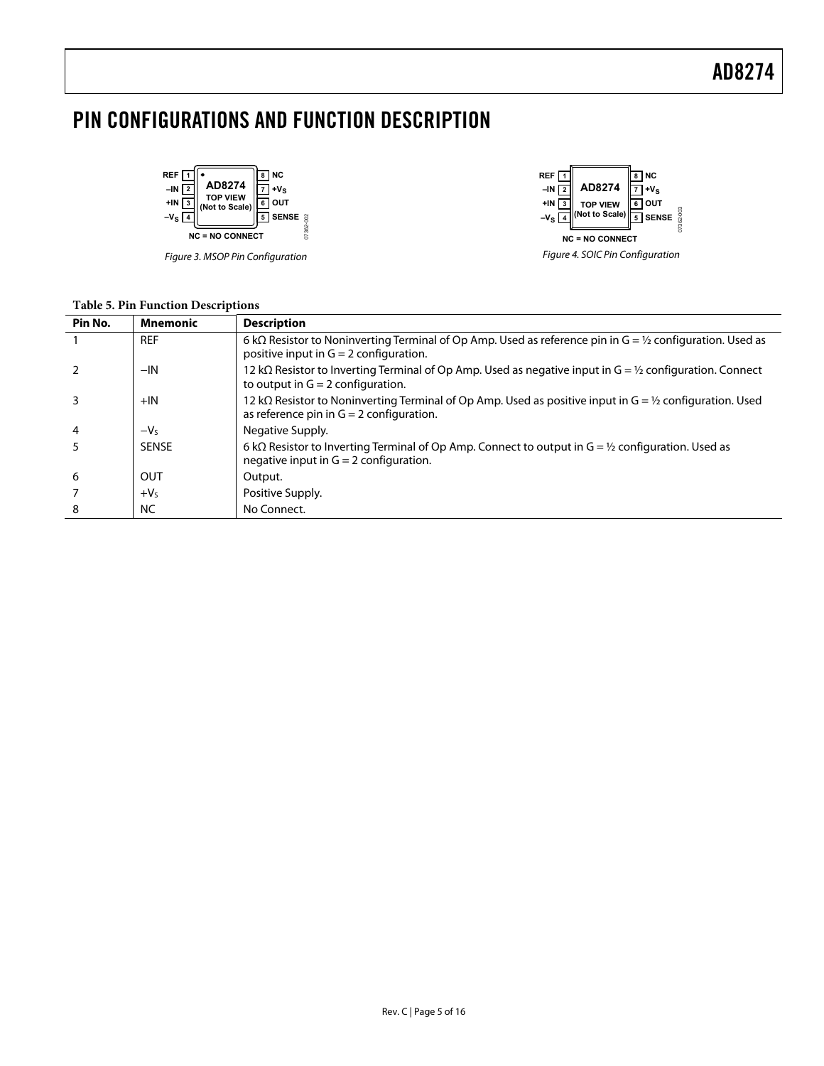# PIN CONFIGURATIONS AND FUNCTION DESCRIPTION

Figure 3. MSOP Pin Configuration

Figure 4. SOIC Pin Configuration

**Table 5. Pin Function Descriptions**

| Pin No. | Mnemonic | Description |
|---|---|---|
| 1 | REF | 6 kΩ Resistor to Noninverting Terminal of Op Amp. Used as reference pin in G = ½ configuration. Used as positive input in G = 2 configuration. |
| 2 | −IN | 12 kΩ Resistor to Inverting Terminal of Op Amp. Used as negative input in G = ½ configuration. Connect to output in G = 2 configuration. |
| 3 | +IN | 12 kΩ Resistor to Noninverting Terminal of Op Amp. Used as positive input in G = ½ configuration. Used as reference pin in G = 2 configuration. |
| 4 | $-V_S$ | Negative Supply. |
| 5 | SENSE | 6 kΩ Resistor to Inverting Terminal of Op Amp. Connect to output in G = ½ configuration. Used as negative input in G = 2 configuration. |
| 6 | OUT | Output. |
| 7 | $+V_S$ | Positive Supply. |
| 8 | NC | No Connect. |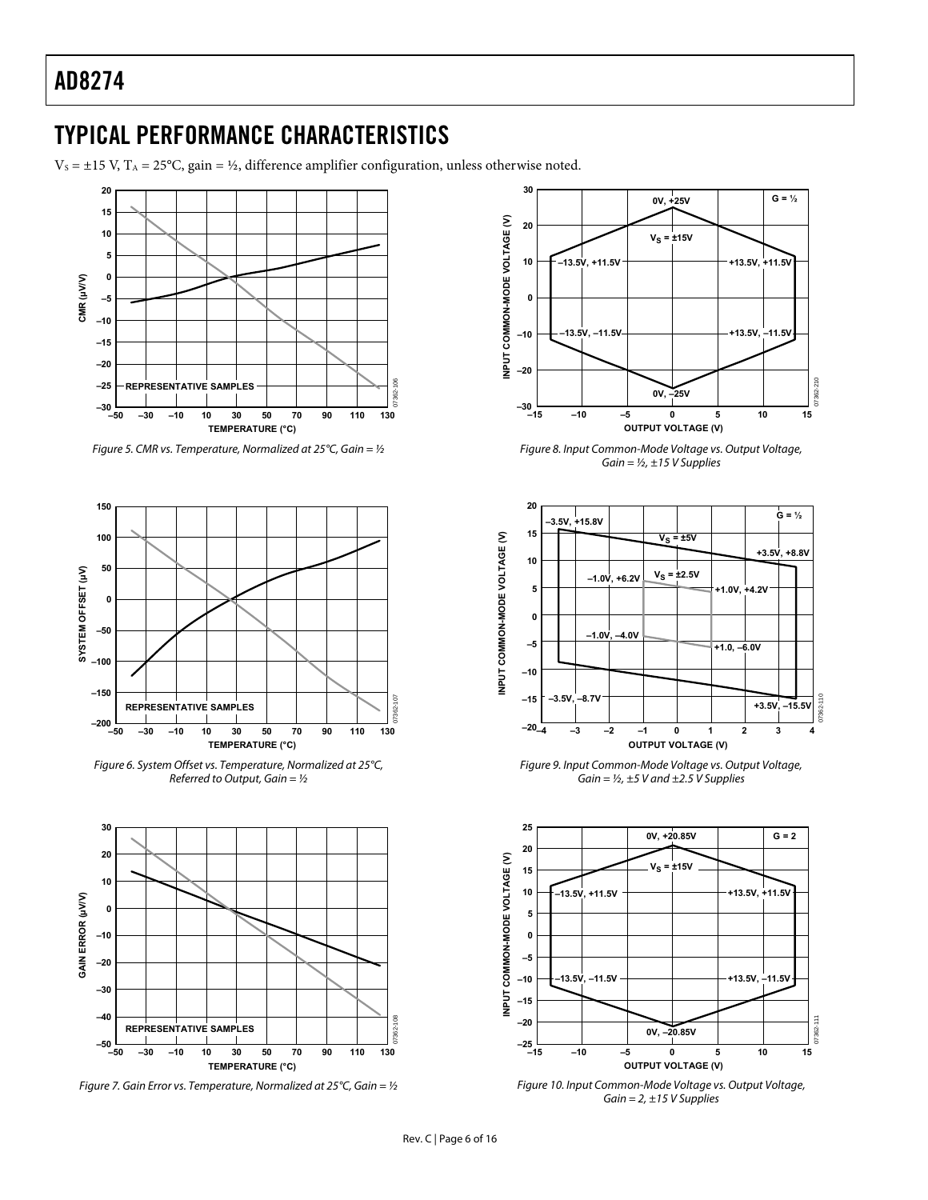## TYPICAL PERFORMANCE CHARACTERISTICS

$V_S = \pm 15$ V, $T_A = 25°C$, gain = ½, difference amplifier configuration, unless otherwise noted.

Figure 5. CMR vs. Temperature, Normalized at 25°C, Gain = ½

Figure 6. System Offset vs. Temperature, Normalized at 25°C, Referred to Output, Gain = ½

Figure 7. Gain Error vs. Temperature, Normalized at 25°C, Gain = ½

Figure 8. Input Common-Mode Voltage vs. Output Voltage, Gain = ½, ±15 V Supplies

Figure 9. Input Common-Mode Voltage vs. Output Voltage, Gain = ½, ±5 V and ±2.5 V Supplies

Figure 10. Input Common-Mode Voltage vs. Output Voltage, Gain = 2, ±15 V Supplies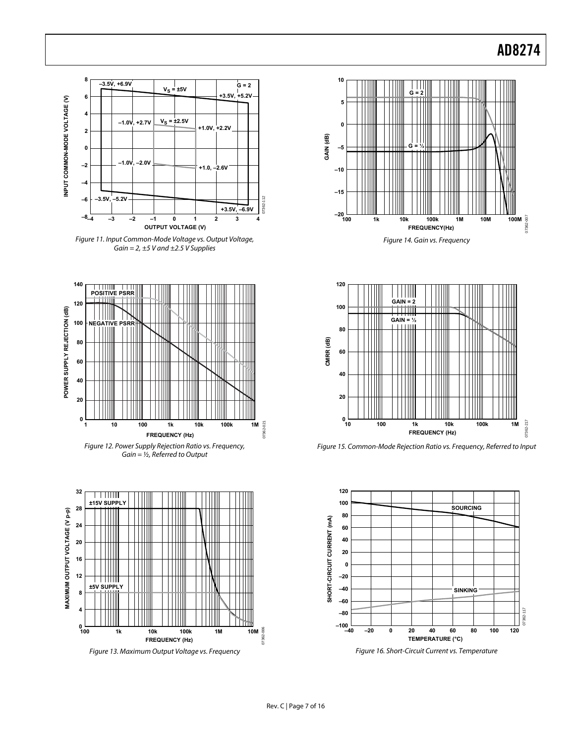Figure 11. Input Common-Mode Voltage vs. Output Voltage, Gain = 2, ±5 V and ±2.5 V Supplies

Figure 12. Power Supply Rejection Ratio vs. Frequency, Gain = ½, Referred to Output

Figure 13. Maximum Output Voltage vs. Frequency

Figure 14. Gain vs. Frequency

Figure 15. Common-Mode Rejection Ratio vs. Frequency, Referred to Input

Figure 16. Short-Circuit Current vs. Temperature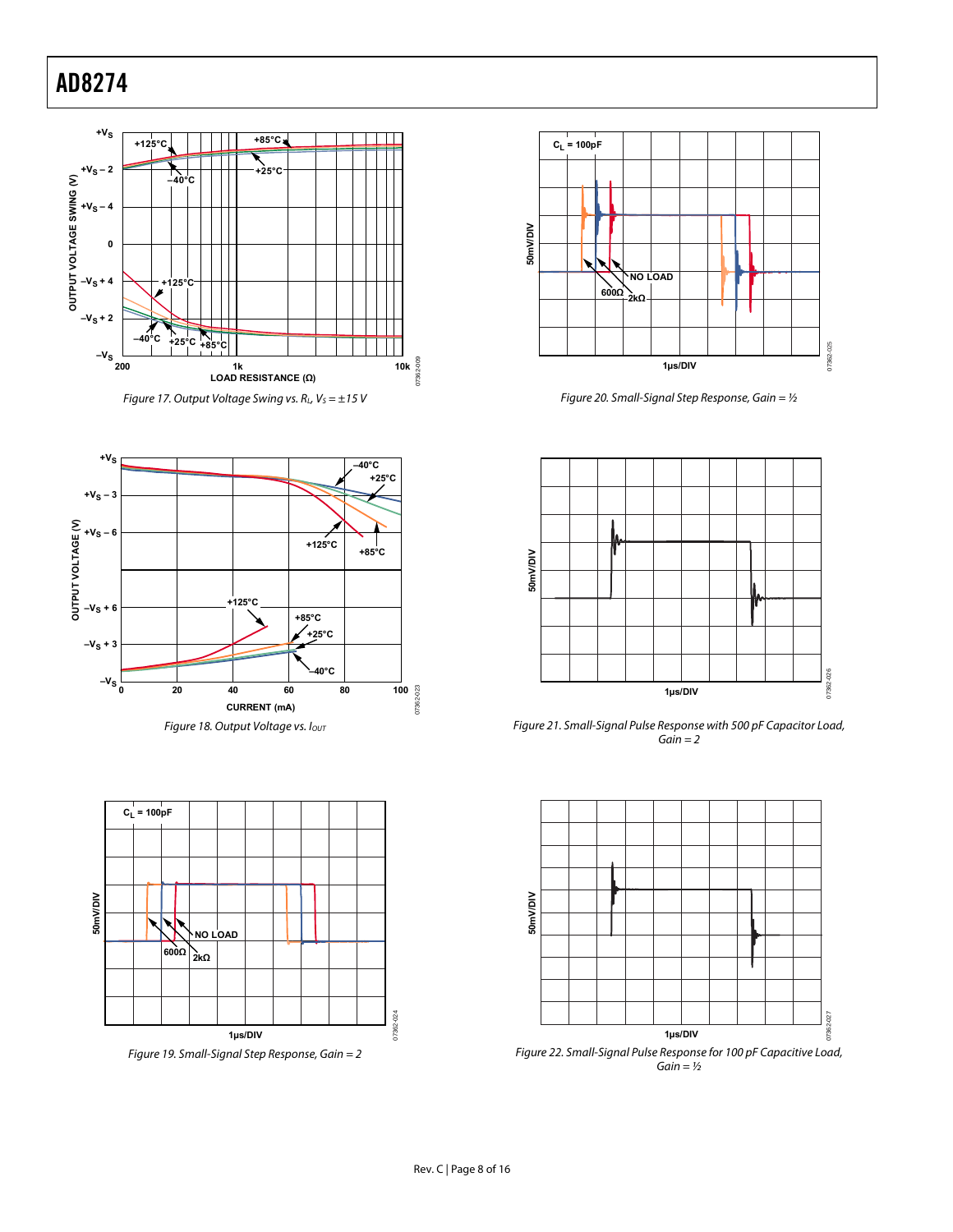Figure 17. Output Voltage Swing vs. $R_L$, $V_S$ = ±15 V

Figure 18. Output Voltage vs. $I_{OUT}$

Figure 19. Small-Signal Step Response, Gain = 2

Figure 20. Small-Signal Step Response, Gain = ½

Figure 21. Small-Signal Pulse Response with 500 pF Capacitor Load, Gain = 2

Figure 22. Small-Signal Pulse Response for 100 pF Capacitive Load, Gain = ½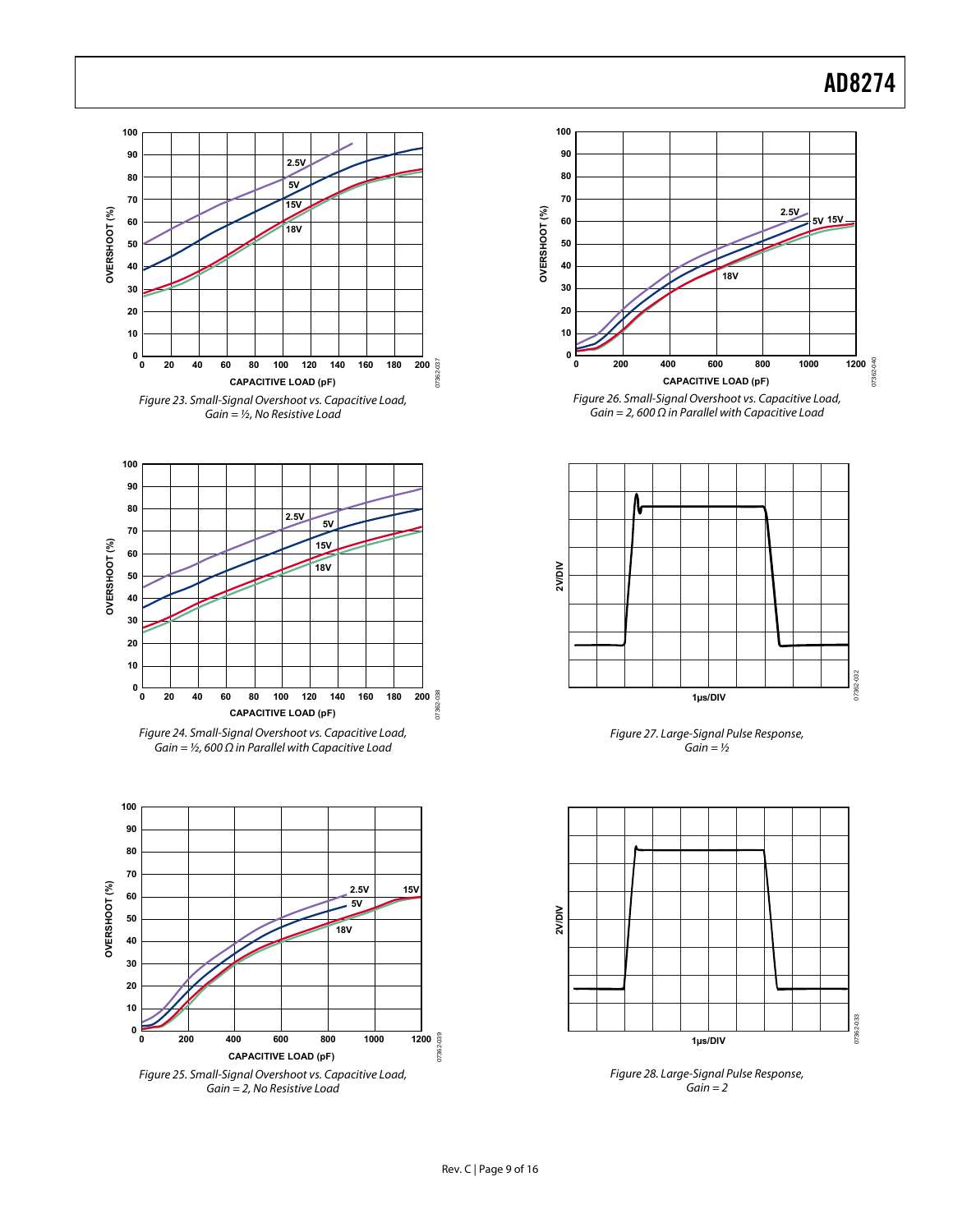Figure 23. Small-Signal Overshoot vs. Capacitive Load, Gain = ½, No Resistive Load

Figure 24. Small-Signal Overshoot vs. Capacitive Load, Gain = ½, 600 Ω in Parallel with Capacitive Load

Figure 25. Small-Signal Overshoot vs. Capacitive Load, Gain = 2, No Resistive Load

Figure 26. Small-Signal Overshoot vs. Capacitive Load, Gain = 2, 600 Ω in Parallel with Capacitive Load

Figure 27. Large-Signal Pulse Response, Gain = ½

Figure 28. Large-Signal Pulse Response, Gain = 2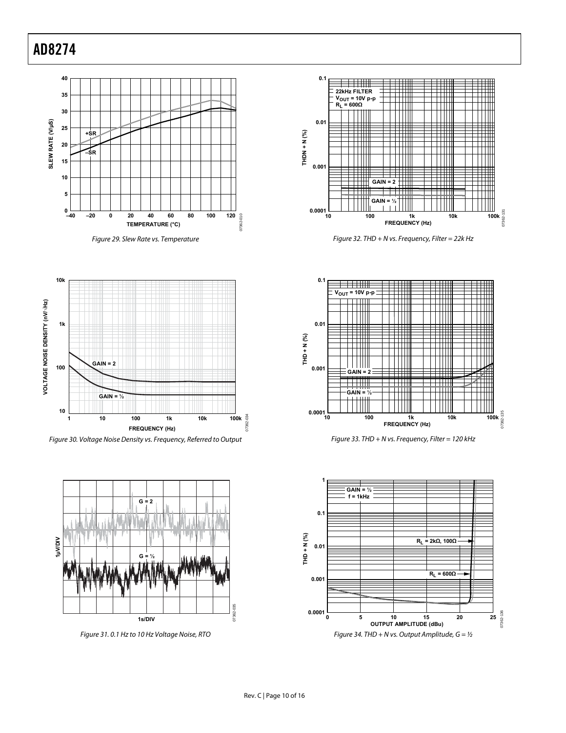Figure 29. Slew Rate vs. Temperature

Figure 30. Voltage Noise Density vs. Frequency, Referred to Output

Figure 31. 0.1 Hz to 10 Hz Voltage Noise, RTO

Figure 32. THD + N vs. Frequency, Filter = 22k Hz

Figure 33. THD + N vs. Frequency, Filter = 120 kHz

Figure 34. THD + N vs. Output Amplitude, G = ½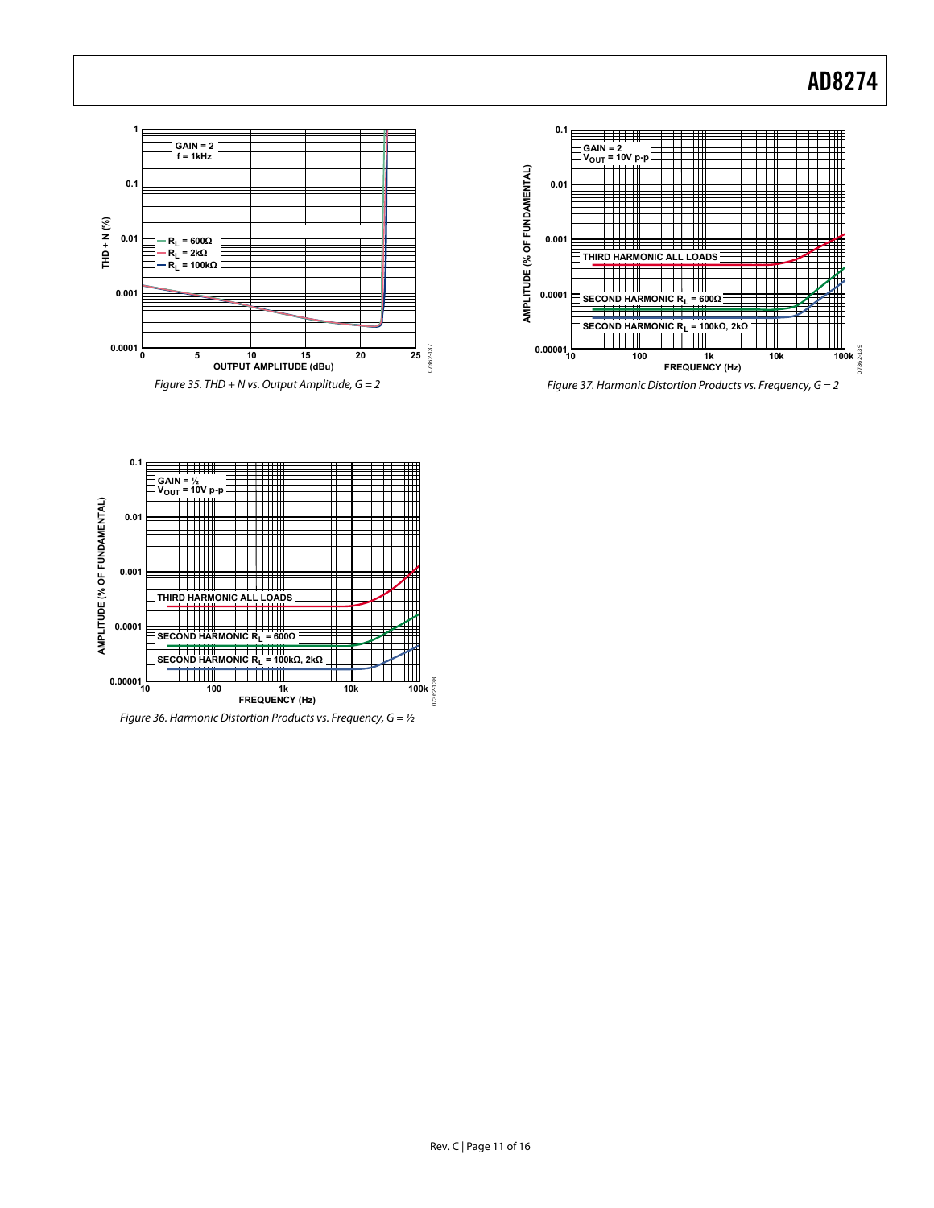Figure 35. THD + N vs. Output Amplitude, G = 2

Figure 37. Harmonic Distortion Products vs. Frequency, G = 2

Figure 36. Harmonic Distortion Products vs. Frequency, G = ½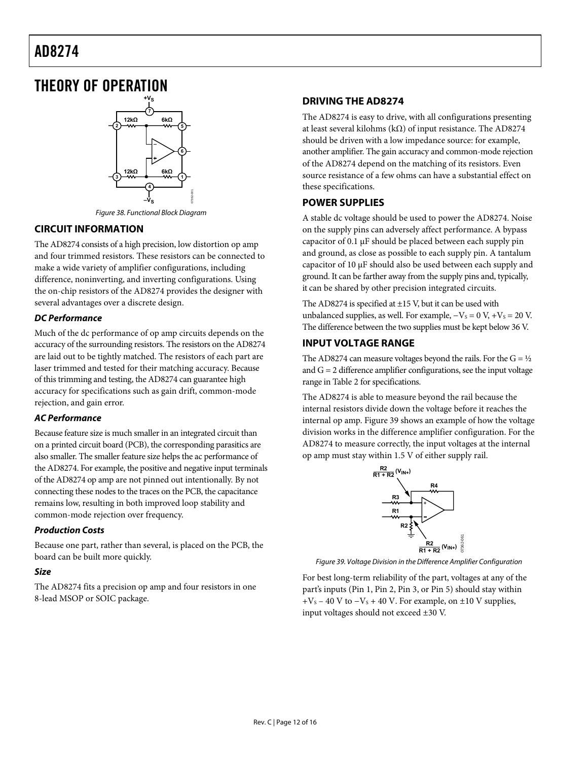# THEORY OF OPERATION

Figure 38. Functional Block Diagram

## CIRCUIT INFORMATION

The AD8274 consists of a high precision, low distortion op amp and four trimmed resistors. These resistors can be connected to make a wide variety of amplifier configurations, including difference, noninverting, and inverting configurations. Using the on-chip resistors of the AD8274 provides the designer with several advantages over a discrete design.

### *DC Performance*

Much of the dc performance of op amp circuits depends on the accuracy of the surrounding resistors. The resistors on the AD8274 are laid out to be tightly matched. The resistors of each part are laser trimmed and tested for their matching accuracy. Because of this trimming and testing, the AD8274 can guarantee high accuracy for specifications such as gain drift, common-mode rejection, and gain error.

### *AC Performance*

Because feature size is much smaller in an integrated circuit than on a printed circuit board (PCB), the corresponding parasitics are also smaller. The smaller feature size helps the ac performance of the AD8274. For example, the positive and negative input terminals of the AD8274 op amp are not pinned out intentionally. By not connecting these nodes to the traces on the PCB, the capacitance remains low, resulting in both improved loop stability and common-mode rejection over frequency.

### *Production Costs*

Because one part, rather than several, is placed on the PCB, the board can be built more quickly.

### *Size*

The AD8274 fits a precision op amp and four resistors in one 8-lead MSOP or SOIC package.

## DRIVING THE AD8274

The AD8274 is easy to drive, with all configurations presenting at least several kilohms (kΩ) of input resistance. The AD8274 should be driven with a low impedance source: for example, another amplifier. The gain accuracy and common-mode rejection of the AD8274 depend on the matching of its resistors. Even source resistance of a few ohms can have a substantial effect on these specifications.

## POWER SUPPLIES

A stable dc voltage should be used to power the AD8274. Noise on the supply pins can adversely affect performance. A bypass capacitor of 0.1 µF should be placed between each supply pin and ground, as close as possible to each supply pin. A tantalum capacitor of 10 µF should also be used between each supply and ground. It can be farther away from the supply pins and, typically, it can be shared by other precision integrated circuits.

The AD8274 is specified at ±15 V, but it can be used with unbalanced supplies, as well. For example, $-V_S = 0$ V, $+V_S = 20$ V. The difference between the two supplies must be kept below 36 V.

## INPUT VOLTAGE RANGE

The AD8274 can measure voltages beyond the rails. For the G = ½ and G = 2 difference amplifier configurations, see the input voltage range in Table 2 for specifications.

The AD8274 is able to measure beyond the rail because the internal resistors divide down the voltage before it reaches the internal op amp. Figure 39 shows an example of how the voltage division works in the difference amplifier configuration. For the AD8274 to measure correctly, the input voltages at the internal op amp must stay within 1.5 V of either supply rail.

Figure 39. Voltage Division in the Difference Amplifier Configuration

For best long-term reliability of the part, voltages at any of the part's inputs (Pin 1, Pin 2, Pin 3, or Pin 5) should stay within $+V_S - 40$ V to $-V_S + 40$ V. For example, on ±10 V supplies, input voltages should not exceed ±30 V.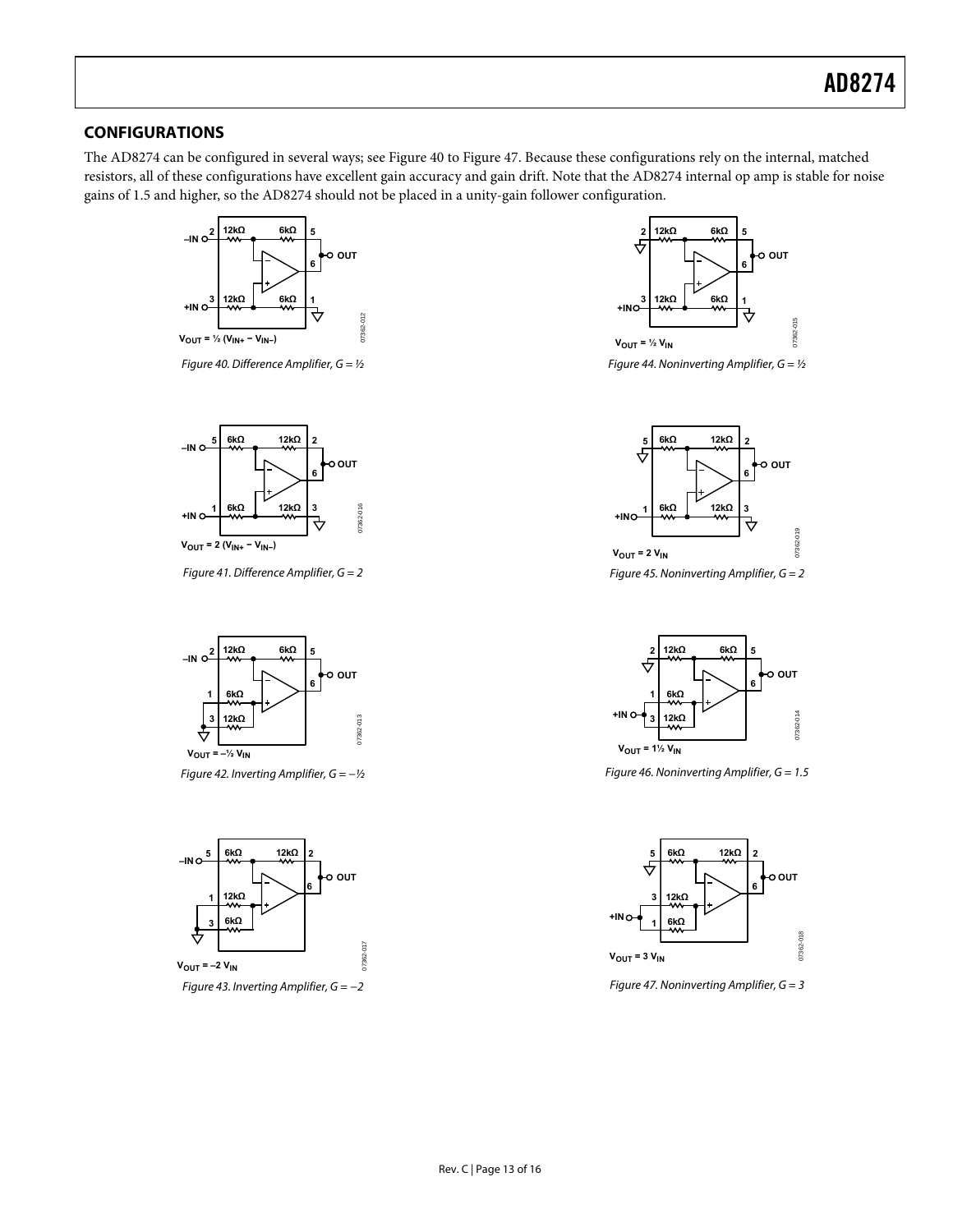## CONFIGURATIONS

The AD8274 can be configured in several ways; see Figure 40 to Figure 47. Because these configurations rely on the internal, matched resistors, all of these configurations have excellent gain accuracy and gain drift. Note that the AD8274 internal op amp is stable for noise gains of 1.5 and higher, so the AD8274 should not be placed in a unity-gain follower configuration.

$V_{OUT} = ½ (V_{IN+} − V_{IN−})$

*Figure 40. Difference Amplifier, G = ½*

$V_{OUT} = 2 (V_{IN+} − V_{IN−})$

*Figure 41. Difference Amplifier, G = 2*

$V_{OUT} = −½ V_{IN}$

*Figure 42. Inverting Amplifier, G = −½*

$V_{OUT} = −2 V_{IN}$

*Figure 43. Inverting Amplifier, G = −2*

$V_{OUT} = ½ V_{IN}$

*Figure 44. Noninverting Amplifier, G = ½*

$V_{OUT} = 2 V_{IN}$

*Figure 45. Noninverting Amplifier, G = 2*

$V_{OUT} = 1½ V_{IN}$

*Figure 46. Noninverting Amplifier, G = 1.5*

$V_{OUT} = 3 V_{IN}$

*Figure 47. Noninverting Amplifier, G = 3*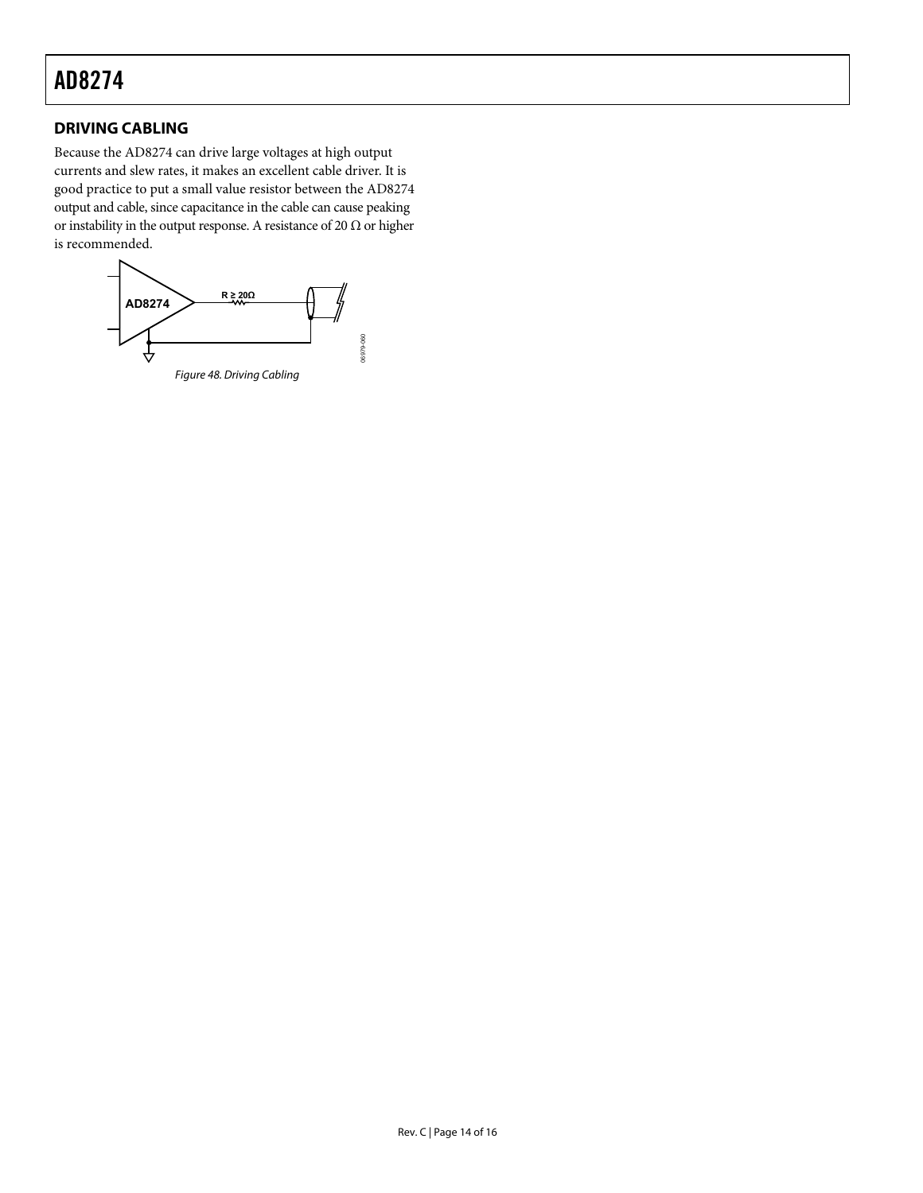## DRIVING CABLING

Because the AD8274 can drive large voltages at high output currents and slew rates, it makes an excellent cable driver. It is good practice to put a small value resistor between the AD8274 output and cable, since capacitance in the cable can cause peaking or instability in the output response. A resistance of 20 Ω or higher is recommended.

*Figure 48. Driving Cabling*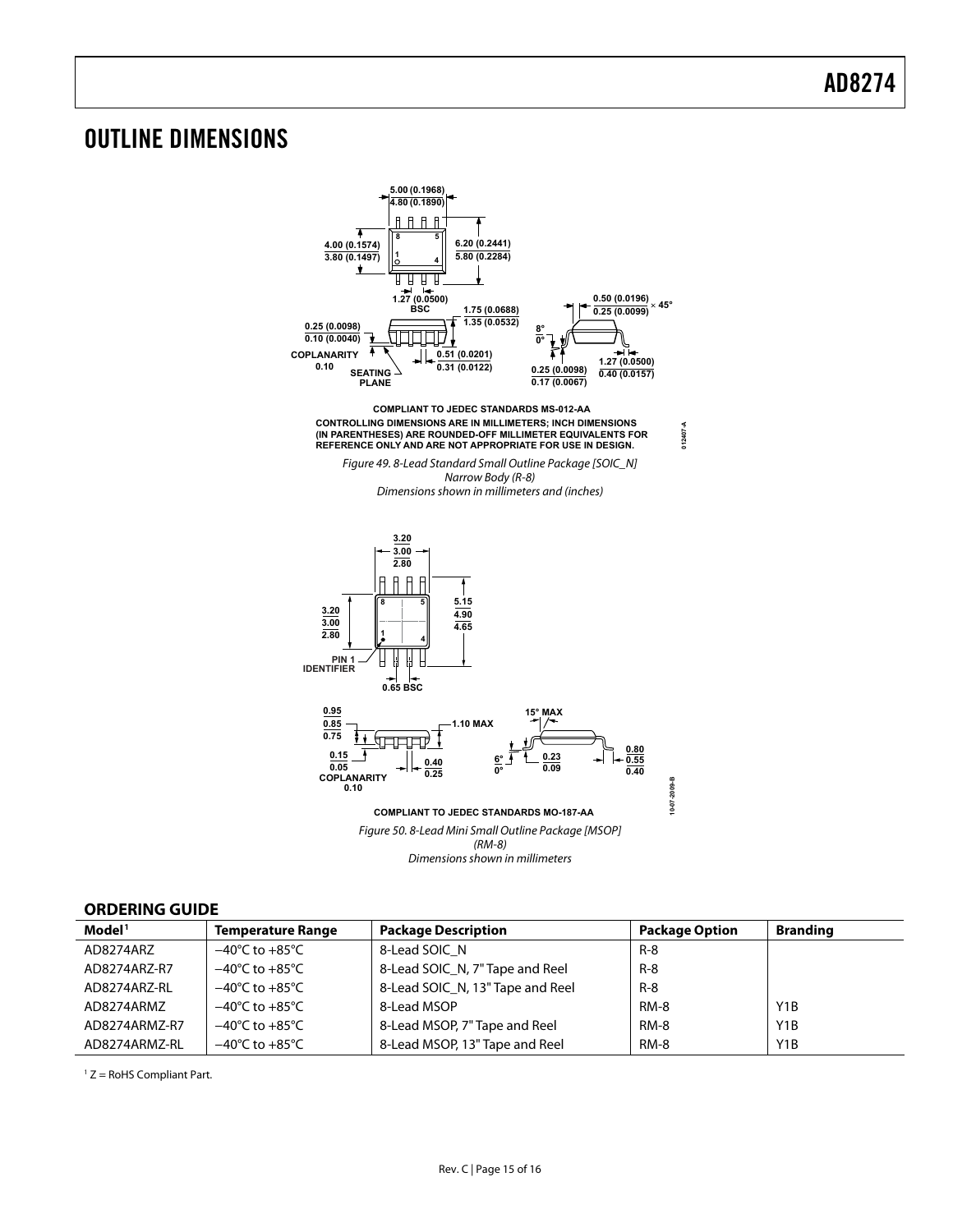# OUTLINE DIMENSIONS

COMPLIANT TO JEDEC STANDARDS MS-012-AA

CONTROLLING DIMENSIONS ARE IN MILLIMETERS; INCH DIMENSIONS (IN PARENTHESES) ARE ROUNDED-OFF MILLIMETER EQUIVALENTS FOR REFERENCE ONLY AND ARE NOT APPROPRIATE FOR USE IN DESIGN.

*Figure 49. 8-Lead Standard Small Outline Package [SOIC_N] Narrow Body (R-8) Dimensions shown in millimeters and (inches)*

COMPLIANT TO JEDEC STANDARDS MO-187-AA

*Figure 50. 8-Lead Mini Small Outline Package [MSOP] (RM-8) Dimensions shown in millimeters*

## ORDERING GUIDE

| Model[1] | Temperature Range | Package Description | Package Option | Branding |
|---|---|---|---|---|
| AD8274ARZ | −40°C to +85°C | 8-Lead SOIC_N | R-8 | |
| AD8274ARZ-R7 | −40°C to +85°C | 8-Lead SOIC_N, 7" Tape and Reel | R-8 | |
| AD8274ARZ-RL | −40°C to +85°C | 8-Lead SOIC_N, 13" Tape and Reel | R-8 | |
| AD8274ARMZ | −40°C to +85°C | 8-Lead MSOP | RM-8 | Y1B |
| AD8274ARMZ-R7 | −40°C to +85°C | 8-Lead MSOP, 7" Tape and Reel | RM-8 | Y1B |
| AD8274ARMZ-RL | −40°C to +85°C | 8-Lead MSOP, 13" Tape and Reel | RM-8 | Y1B |

[1] Z = RoHS Compliant Part.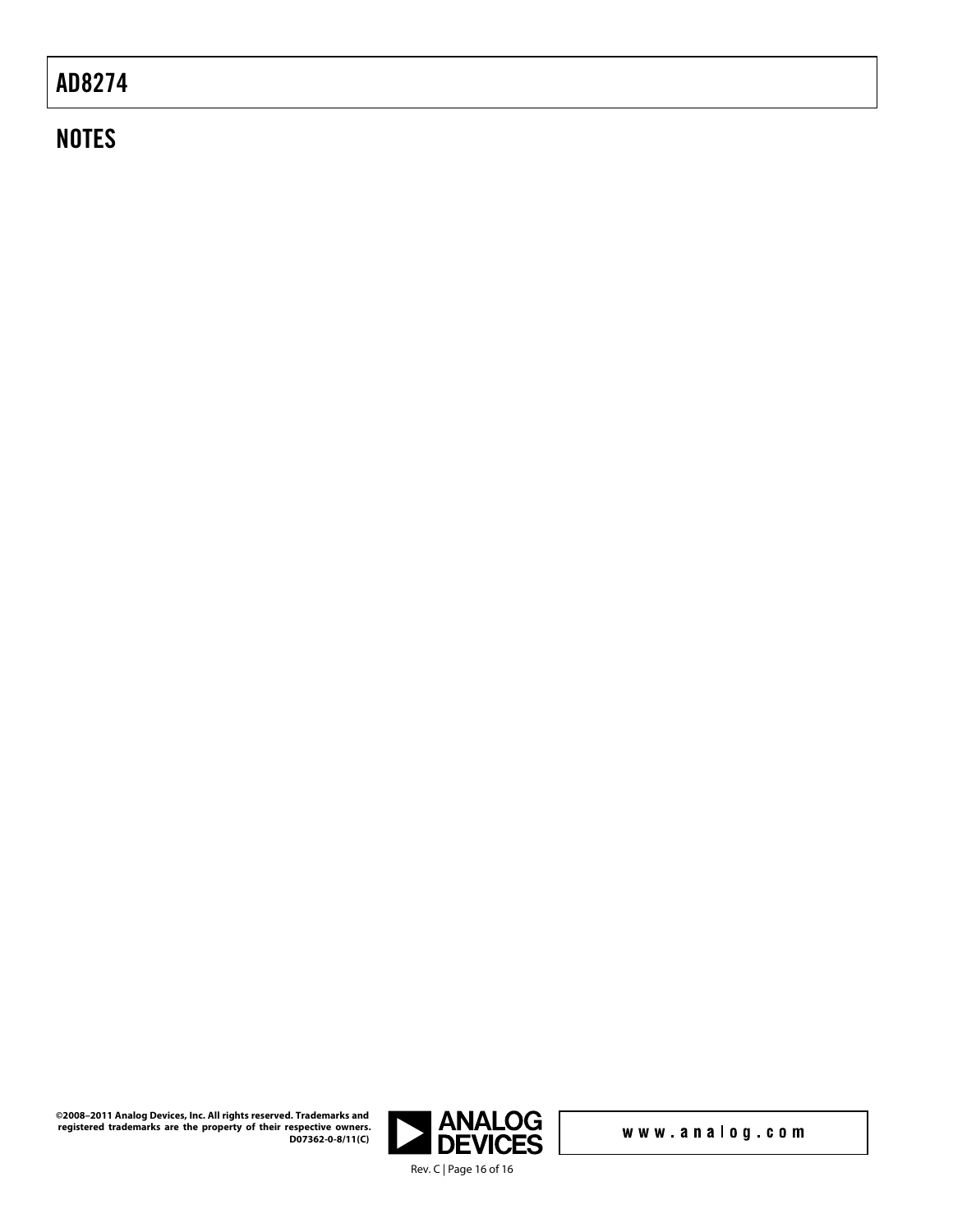## NOTES

**©2008–2011 Analog Devices, Inc. All rights reserved. Trademarks and registered trademarks are the property of their respective owners. D07362-0-8/11(C)**

www.analog.com